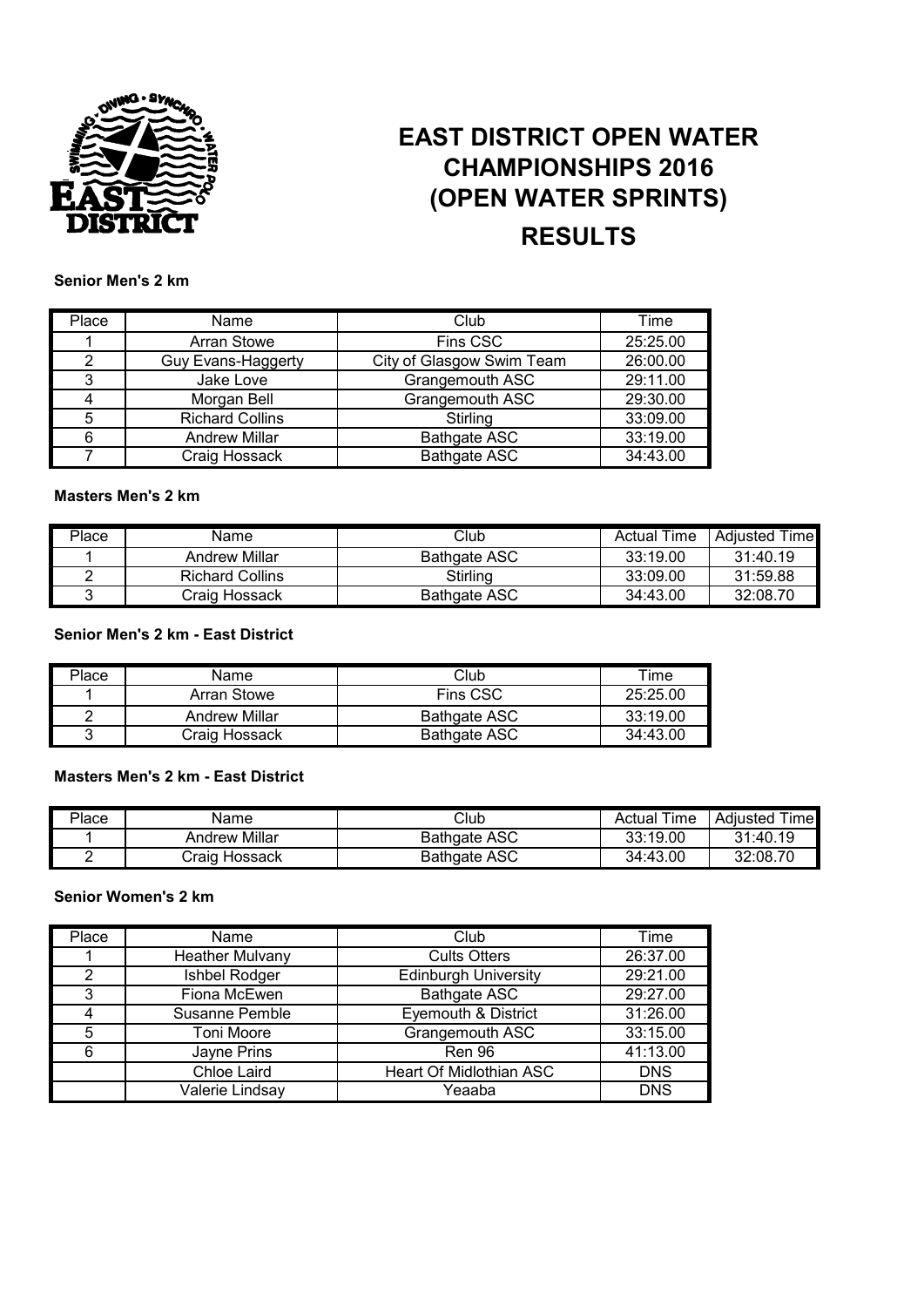# EAST DISTRICT OPEN WATER CHAMPIONSHIPS 2016 (OPEN WATER SPRINTS)

## RESULTS

**Senior Men's 2 km**

| Place | Name | Club | Time |
|---|---|---|---|
| 1 | Arran Stowe | Fins CSC | 25:25.00 |
| 2 | Guy Evans-Haggerty | City of Glasgow Swim Team | 26:00.00 |
| 3 | Jake Love | Grangemouth ASC | 29:11.00 |
| 4 | Morgan Bell | Grangemouth ASC | 29:30.00 |
| 5 | Richard Collins | Stirling | 33:09.00 |
| 6 | Andrew Millar | Bathgate ASC | 33:19.00 |
| 7 | Craig Hossack | Bathgate ASC | 34:43.00 |

**Masters Men's 2 km**

| Place | Name | Club | Actual Time | Adjusted Time |
|---|---|---|---|---|
| 1 | Andrew Millar | Bathgate ASC | 33:19.00 | 31:40.19 |
| 2 | Richard Collins | Stirling | 33:09.00 | 31:59.88 |
| 3 | Craig Hossack | Bathgate ASC | 34:43.00 | 32:08.70 |

**Senior Men's 2 km - East District**

| Place | Name | Club | Time |
|---|---|---|---|
| 1 | Arran Stowe | Fins CSC | 25:25.00 |
| 2 | Andrew Millar | Bathgate ASC | 33:19.00 |
| 3 | Craig Hossack | Bathgate ASC | 34:43.00 |

**Masters Men's 2 km - East District**

| Place | Name | Club | Actual Time | Adjusted Time |
|---|---|---|---|---|
| 1 | Andrew Millar | Bathgate ASC | 33:19.00 | 31:40.19 |
| 2 | Craig Hossack | Bathgate ASC | 34:43.00 | 32:08.70 |

**Senior Women's 2 km**

| Place | Name | Club | Time |
|---|---|---|---|
| 1 | Heather Mulvany | Cults Otters | 26:37.00 |
| 2 | Ishbel Rodger | Edinburgh University | 29:21.00 |
| 3 | Fiona McEwen | Bathgate ASC | 29:27.00 |
| 4 | Susanne Pemble | Eyemouth & District | 31:26.00 |
| 5 | Toni Moore | Grangemouth ASC | 33:15.00 |
| 6 | Jayne Prins | Ren 96 | 41:13.00 |
| | Chloe Laird | Heart Of Midlothian ASC | DNS |
| | Valerie Lindsay | Yeaaba | DNS |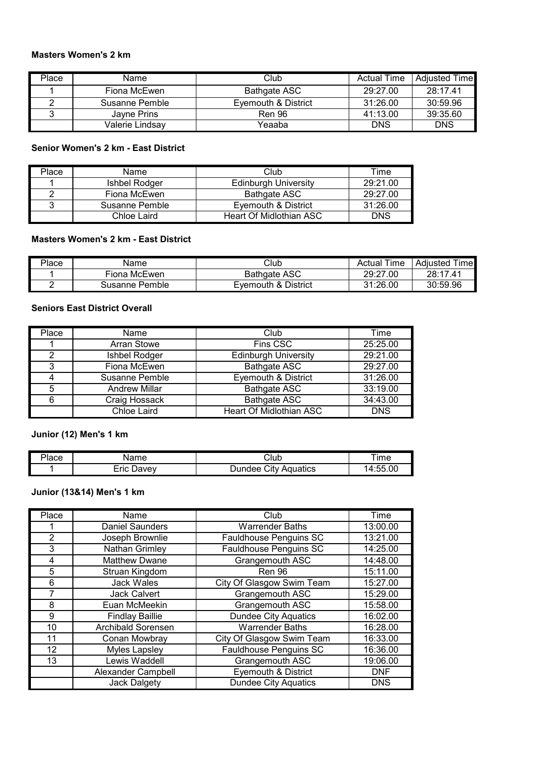**Masters Women's 2 km**

| Place | Name | Club | Actual Time | Adjusted Time |
|---|---|---|---|---|
| 1 | Fiona McEwen | Bathgate ASC | 29:27.00 | 28:17.41 |
| 2 | Susanne Pemble | Eyemouth & District | 31:26.00 | 30:59.96 |
| 3 | Jayne Prins | Ren 96 | 41:13.00 | 39:35.60 |
| | Valerie Lindsay | Yeaaba | DNS | DNS |

**Senior Women's 2 km - East District**

| Place | Name | Club | Time |
|---|---|---|---|
| 1 | Ishbel Rodger | Edinburgh University | 29:21.00 |
| 2 | Fiona McEwen | Bathgate ASC | 29:27.00 |
| 3 | Susanne Pemble | Eyemouth & District | 31:26.00 |
| | Chloe Laird | Heart Of Midlothian ASC | DNS |

**Masters Women's 2 km - East District**

| Place | Name | Club | Actual Time | Adjusted Time |
|---|---|---|---|---|
| 1 | Fiona McEwen | Bathgate ASC | 29:27.00 | 28:17.41 |
| 2 | Susanne Pemble | Eyemouth & District | 31:26.00 | 30:59.96 |

**Seniors East District Overall**

| Place | Name | Club | Time |
|---|---|---|---|
| 1 | Arran Stowe | Fins CSC | 25:25.00 |
| 2 | Ishbel Rodger | Edinburgh University | 29:21.00 |
| 3 | Fiona McEwen | Bathgate ASC | 29:27.00 |
| 4 | Susanne Pemble | Eyemouth & District | 31:26.00 |
| 5 | Andrew Millar | Bathgate ASC | 33:19.00 |
| 6 | Craig Hossack | Bathgate ASC | 34:43.00 |
| | Chloe Laird | Heart Of Midlothian ASC | DNS |

**Junior (12) Men's 1 km**

| Place | Name | Club | Time |
|---|---|---|---|
| 1 | Eric Davey | Dundee City Aquatics | 14:55.00 |

**Junior (13&14) Men's 1 km**

| Place | Name | Club | Time |
|---|---|---|---|
| 1 | Daniel Saunders | Warrender Baths | 13:00.00 |
| 2 | Joseph Brownlie | Fauldhouse Penguins SC | 13:21.00 |
| 3 | Nathan Grimley | Fauldhouse Penguins SC | 14:25.00 |
| 4 | Matthew Dwane | Grangemouth ASC | 14:48.00 |
| 5 | Struan Kingdom | Ren 96 | 15:11.00 |
| 6 | Jack Wales | City Of Glasgow Swim Team | 15:27.00 |
| 7 | Jack Calvert | Grangemouth ASC | 15:29.00 |
| 8 | Euan McMeekin | Grangemouth ASC | 15:58.00 |
| 9 | Findlay Baillie | Dundee City Aquatics | 16:02.00 |
| 10 | Archibald Sorensen | Warrender Baths | 16:28.00 |
| 11 | Conan Mowbray | City Of Glasgow Swim Team | 16:33.00 |
| 12 | Myles Lapsley | Fauldhouse Penguins SC | 16:36.00 |
| 13 | Lewis Waddell | Grangemouth ASC | 19:06.00 |
| | Alexander Campbell | Eyemouth & District | DNF |
| | Jack Dalgety | Dundee City Aquatics | DNS |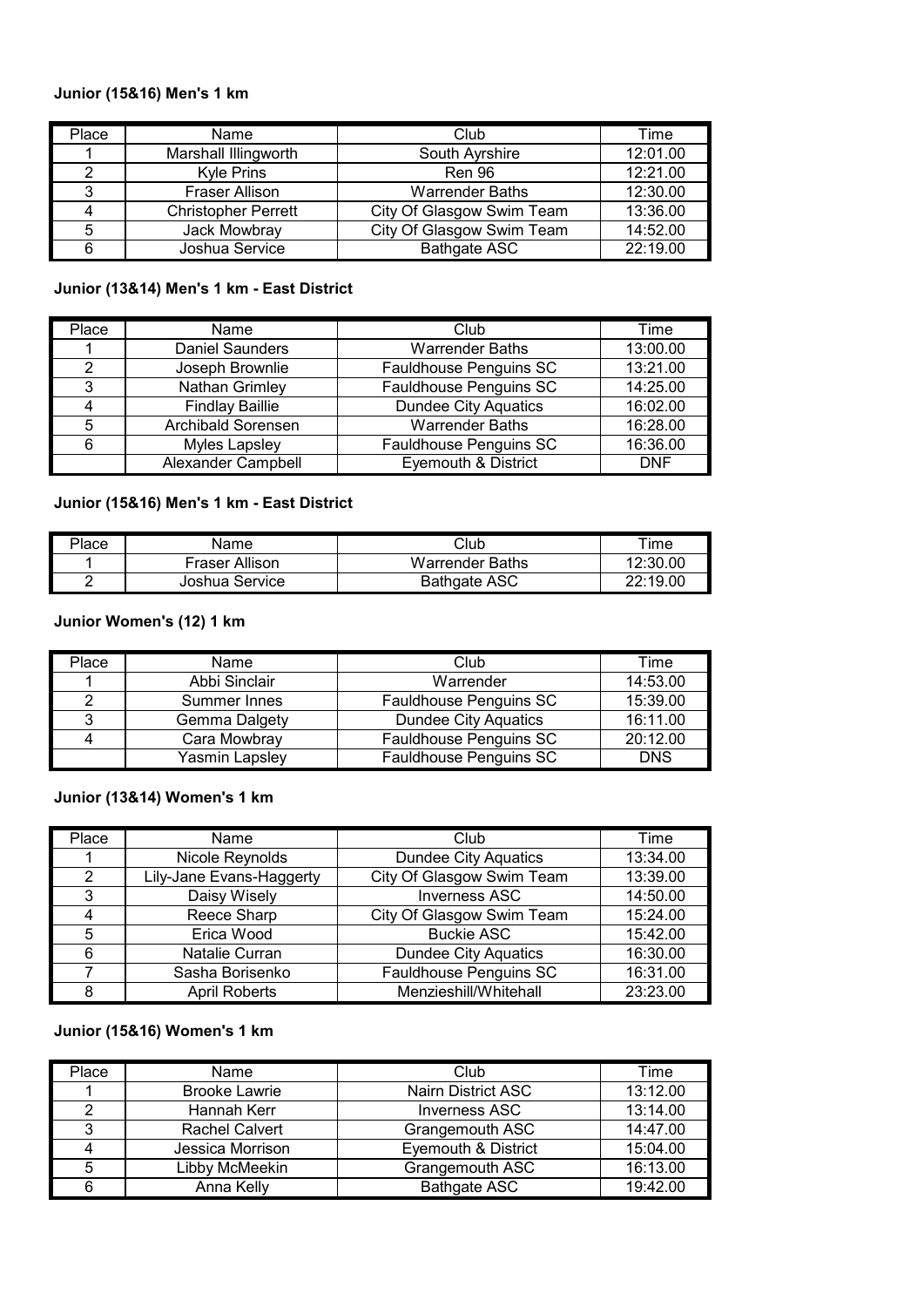**Junior (15&16) Men's 1 km**

| Place | Name | Club | Time |
|---|---|---|---|
| 1 | Marshall Illingworth | South Ayrshire | 12:01.00 |
| 2 | Kyle Prins | Ren 96 | 12:21.00 |
| 3 | Fraser Allison | Warrender Baths | 12:30.00 |
| 4 | Christopher Perrett | City Of Glasgow Swim Team | 13:36.00 |
| 5 | Jack Mowbray | City Of Glasgow Swim Team | 14:52.00 |
| 6 | Joshua Service | Bathgate ASC | 22:19.00 |

**Junior (13&14) Men's 1 km - East District**

| Place | Name | Club | Time |
|---|---|---|---|
| 1 | Daniel Saunders | Warrender Baths | 13:00.00 |
| 2 | Joseph Brownlie | Fauldhouse Penguins SC | 13:21.00 |
| 3 | Nathan Grimley | Fauldhouse Penguins SC | 14:25.00 |
| 4 | Findlay Baillie | Dundee City Aquatics | 16:02.00 |
| 5 | Archibald Sorensen | Warrender Baths | 16:28.00 |
| 6 | Myles Lapsley | Fauldhouse Penguins SC | 16:36.00 |
| | Alexander Campbell | Eyemouth & District | DNF |

**Junior (15&16) Men's 1 km - East District**

| Place | Name | Club | Time |
|---|---|---|---|
| 1 | Fraser Allison | Warrender Baths | 12:30.00 |
| 2 | Joshua Service | Bathgate ASC | 22:19.00 |

**Junior Women's (12) 1 km**

| Place | Name | Club | Time |
|---|---|---|---|
| 1 | Abbi Sinclair | Warrender | 14:53.00 |
| 2 | Summer Innes | Fauldhouse Penguins SC | 15:39.00 |
| 3 | Gemma Dalgety | Dundee City Aquatics | 16:11.00 |
| 4 | Cara Mowbray | Fauldhouse Penguins SC | 20:12.00 |
| | Yasmin Lapsley | Fauldhouse Penguins SC | DNS |

**Junior (13&14) Women's 1 km**

| Place | Name | Club | Time |
|---|---|---|---|
| 1 | Nicole Reynolds | Dundee City Aquatics | 13:34.00 |
| 2 | Lily-Jane Evans-Haggerty | City Of Glasgow Swim Team | 13:39.00 |
| 3 | Daisy Wisely | Inverness ASC | 14:50.00 |
| 4 | Reece Sharp | City Of Glasgow Swim Team | 15:24.00 |
| 5 | Erica Wood | Buckie ASC | 15:42.00 |
| 6 | Natalie Curran | Dundee City Aquatics | 16:30.00 |
| 7 | Sasha Borisenko | Fauldhouse Penguins SC | 16:31.00 |
| 8 | April Roberts | Menzieshill/Whitehall | 23:23.00 |

**Junior (15&16) Women's 1 km**

| Place | Name | Club | Time |
|---|---|---|---|
| 1 | Brooke Lawrie | Nairn District ASC | 13:12.00 |
| 2 | Hannah Kerr | Inverness ASC | 13:14.00 |
| 3 | Rachel Calvert | Grangemouth ASC | 14:47.00 |
| 4 | Jessica Morrison | Eyemouth & District | 15:04.00 |
| 5 | Libby McMeekin | Grangemouth ASC | 16:13.00 |
| 6 | Anna Kelly | Bathgate ASC | 19:42.00 |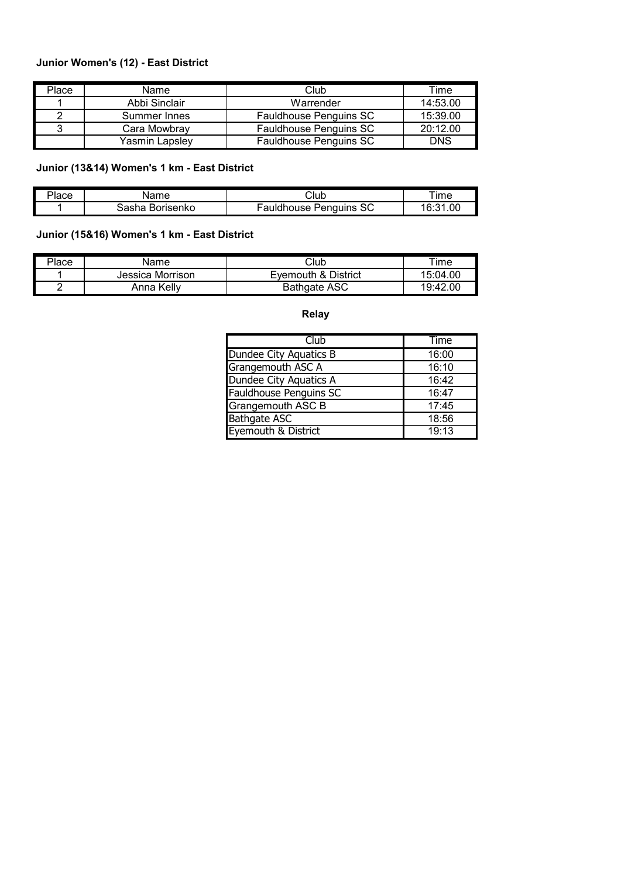**Junior Women's (12) - East District**

| Place | Name | Club | Time |
| --- | --- | --- | --- |
| 1 | Abbi Sinclair | Warrender | 14:53.00 |
| 2 | Summer Innes | Fauldhouse Penguins SC | 15:39.00 |
| 3 | Cara Mowbray | Fauldhouse Penguins SC | 20:12.00 |
| | Yasmin Lapsley | Fauldhouse Penguins SC | DNS |

**Junior (13&14) Women's 1 km - East District**

| Place | Name | Club | Time |
| --- | --- | --- | --- |
| 1 | Sasha Borisenko | Fauldhouse Penguins SC | 16:31.00 |

**Junior (15&16) Women's 1 km - East District**

| Place | Name | Club | Time |
| --- | --- | --- | --- |
| 1 | Jessica Morrison | Eyemouth & District | 15:04.00 |
| 2 | Anna Kelly | Bathgate ASC | 19:42.00 |

**Relay**

| Club | Time |
| --- | --- |
| Dundee City Aquatics B | 16:00 |
| Grangemouth ASC A | 16:10 |
| Dundee City Aquatics A | 16:42 |
| Fauldhouse Penguins SC | 16:47 |
| Grangemouth ASC B | 17:45 |
| Bathgate ASC | 18:56 |
| Eyemouth & District | 19:13 |